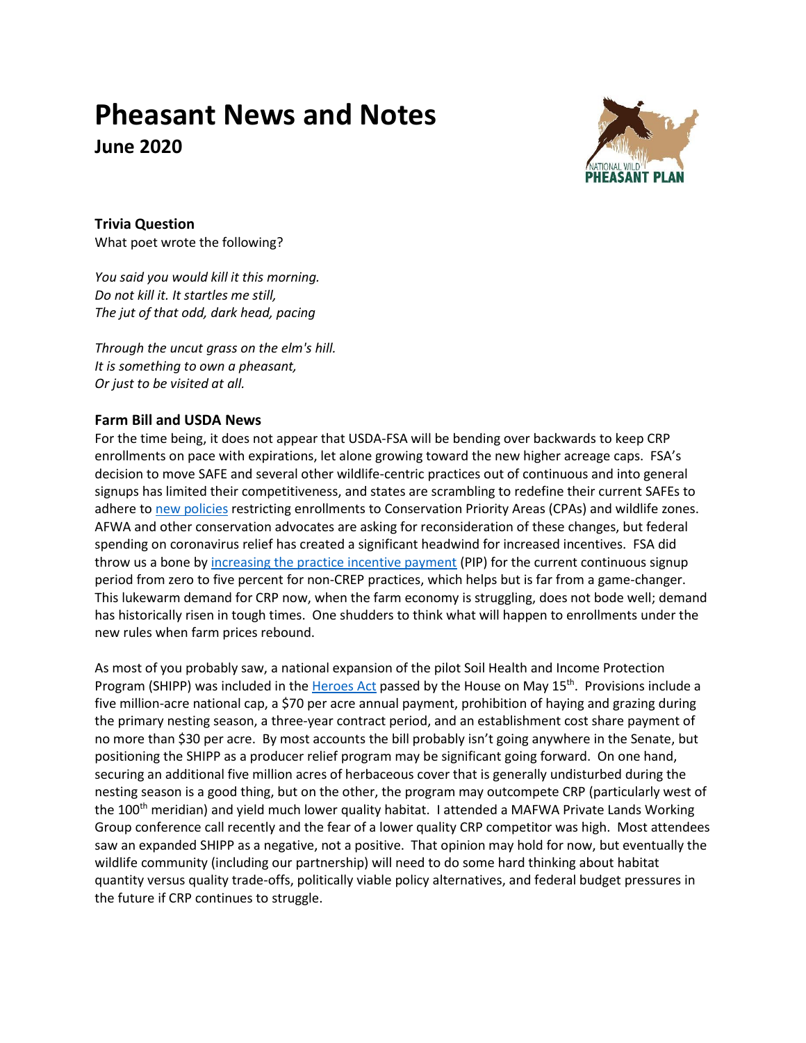# Pheasant News and Notes

## June 2020

### Trivia Question

What poet wrote the following?

*You said you would kill it this morning.*
*Do not kill it. It startles me still,*
*The jut of that odd, dark head, pacing*

*Through the uncut grass on the elm's hill.*
*It is something to own a pheasant,*
*Or just to be visited at all.*

### Farm Bill and USDA News

For the time being, it does not appear that USDA-FSA will be bending over backwards to keep CRP enrollments on pace with expirations, let alone growing toward the new higher acreage caps. FSA's decision to move SAFE and several other wildlife-centric practices out of continuous and into general signups has limited their competitiveness, and states are scrambling to redefine their current SAFEs to adhere to new policies restricting enrollments to Conservation Priority Areas (CPAs) and wildlife zones. AFWA and other conservation advocates are asking for reconsideration of these changes, but federal spending on coronavirus relief has created a significant headwind for increased incentives. FSA did throw us a bone by increasing the practice incentive payment (PIP) for the current continuous signup period from zero to five percent for non-CREP practices, which helps but is far from a game-changer. This lukewarm demand for CRP now, when the farm economy is struggling, does not bode well; demand has historically risen in tough times. One shudders to think what will happen to enrollments under the new rules when farm prices rebound.

As most of you probably saw, a national expansion of the pilot Soil Health and Income Protection Program (SHIPP) was included in the Heroes Act passed by the House on May 15th. Provisions include a five million-acre national cap, a $70 per acre annual payment, prohibition of haying and grazing during the primary nesting season, a three-year contract period, and an establishment cost share payment of no more than $30 per acre. By most accounts the bill probably isn't going anywhere in the Senate, but positioning the SHIPP as a producer relief program may be significant going forward. On one hand, securing an additional five million acres of herbaceous cover that is generally undisturbed during the nesting season is a good thing, but on the other, the program may outcompete CRP (particularly west of the 100th meridian) and yield much lower quality habitat. I attended a MAFWA Private Lands Working Group conference call recently and the fear of a lower quality CRP competitor was high. Most attendees saw an expanded SHIPP as a negative, not a positive. That opinion may hold for now, but eventually the wildlife community (including our partnership) will need to do some hard thinking about habitat quantity versus quality trade-offs, politically viable policy alternatives, and federal budget pressures in the future if CRP continues to struggle.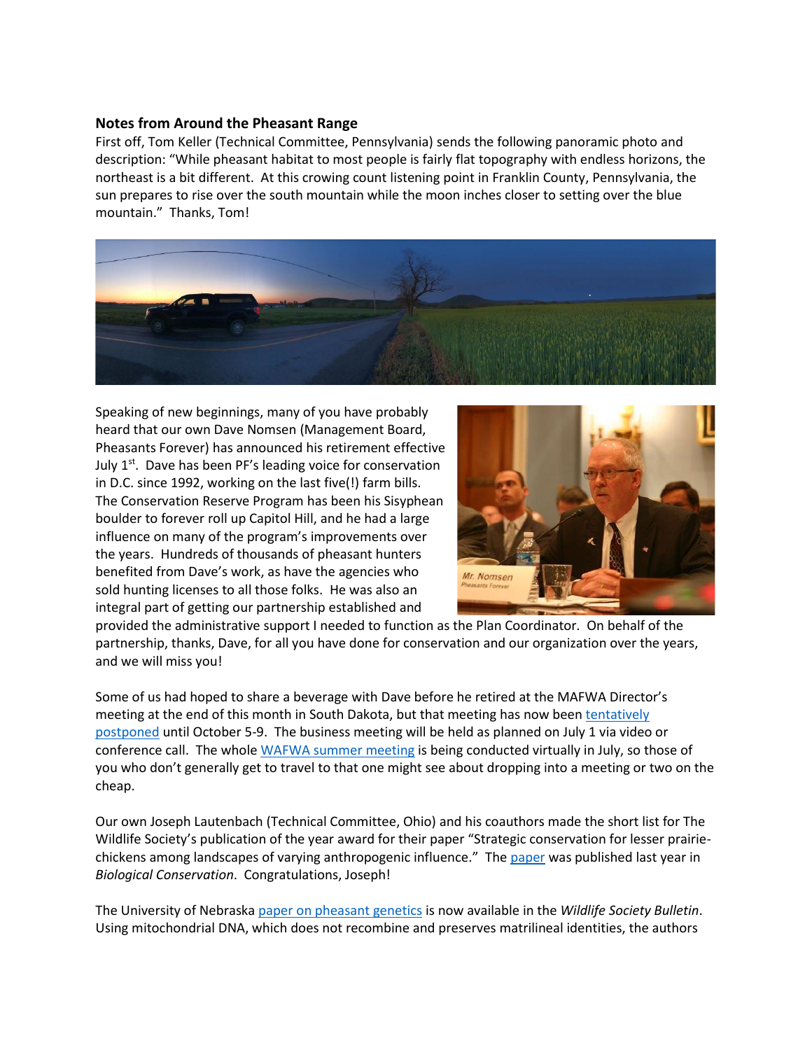**Notes from Around the Pheasant Range**

First off, Tom Keller (Technical Committee, Pennsylvania) sends the following panoramic photo and description: "While pheasant habitat to most people is fairly flat topography with endless horizons, the northeast is a bit different. At this crowing count listening point in Franklin County, Pennsylvania, the sun prepares to rise over the south mountain while the moon inches closer to setting over the blue mountain." Thanks, Tom!

Speaking of new beginnings, many of you have probably heard that our own Dave Nomsen (Management Board, Pheasants Forever) has announced his retirement effective July 1st. Dave has been PF's leading voice for conservation in D.C. since 1992, working on the last five(!) farm bills. The Conservation Reserve Program has been his Sisyphean boulder to forever roll up Capitol Hill, and he had a large influence on many of the program's improvements over the years. Hundreds of thousands of pheasant hunters benefited from Dave's work, as have the agencies who sold hunting licenses to all those folks. He was also an integral part of getting our partnership established and provided the administrative support I needed to function as the Plan Coordinator. On behalf of the partnership, thanks, Dave, for all you have done for conservation and our organization over the years, and we will miss you!

Some of us had hoped to share a beverage with Dave before he retired at the MAFWA Director's meeting at the end of this month in South Dakota, but that meeting has now been tentatively postponed until October 5-9. The business meeting will be held as planned on July 1 via video or conference call. The whole WAFWA summer meeting is being conducted virtually in July, so those of you who don't generally get to travel to that one might see about dropping into a meeting or two on the cheap.

Our own Joseph Lautenbach (Technical Committee, Ohio) and his coauthors made the short list for The Wildlife Society's publication of the year award for their paper "Strategic conservation for lesser prairie-chickens among landscapes of varying anthropogenic influence." The paper was published last year in *Biological Conservation*. Congratulations, Joseph!

The University of Nebraska paper on pheasant genetics is now available in the *Wildlife Society Bulletin*. Using mitochondrial DNA, which does not recombine and preserves matrilineal identities, the authors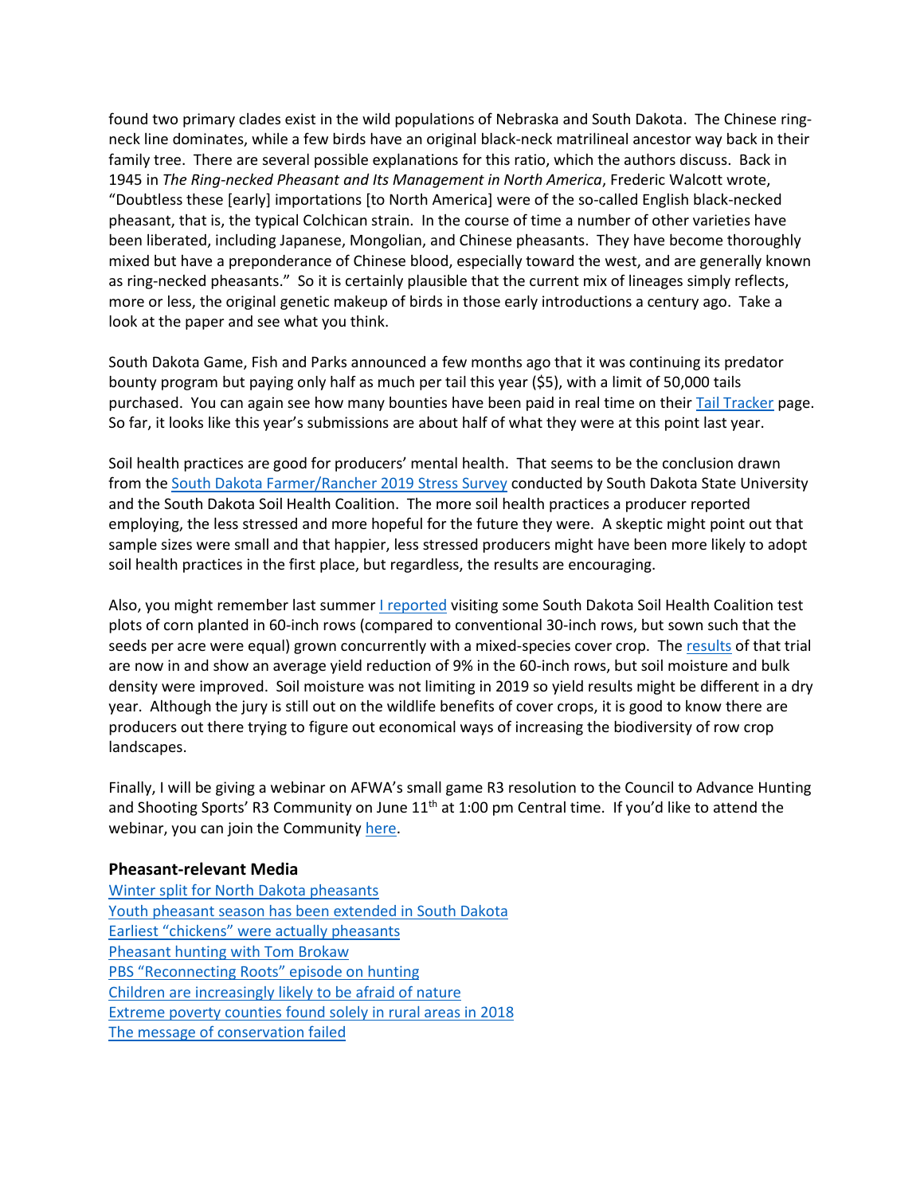found two primary clades exist in the wild populations of Nebraska and South Dakota. The Chinese ring-neck line dominates, while a few birds have an original black-neck matrilineal ancestor way back in their family tree. There are several possible explanations for this ratio, which the authors discuss. Back in 1945 in *The Ring-necked Pheasant and Its Management in North America*, Frederic Walcott wrote, "Doubtless these [early] importations [to North America] were of the so-called English black-necked pheasant, that is, the typical Colchican strain. In the course of time a number of other varieties have been liberated, including Japanese, Mongolian, and Chinese pheasants. They have become thoroughly mixed but have a preponderance of Chinese blood, especially toward the west, and are generally known as ring-necked pheasants." So it is certainly plausible that the current mix of lineages simply reflects, more or less, the original genetic makeup of birds in those early introductions a century ago. Take a look at the paper and see what you think.

South Dakota Game, Fish and Parks announced a few months ago that it was continuing its predator bounty program but paying only half as much per tail this year ($5), with a limit of 50,000 tails purchased. You can again see how many bounties have been paid in real time on their Tail Tracker page. So far, it looks like this year's submissions are about half of what they were at this point last year.

Soil health practices are good for producers' mental health. That seems to be the conclusion drawn from the South Dakota Farmer/Rancher 2019 Stress Survey conducted by South Dakota State University and the South Dakota Soil Health Coalition. The more soil health practices a producer reported employing, the less stressed and more hopeful for the future they were. A skeptic might point out that sample sizes were small and that happier, less stressed producers might have been more likely to adopt soil health practices in the first place, but regardless, the results are encouraging.

Also, you might remember last summer I reported visiting some South Dakota Soil Health Coalition test plots of corn planted in 60-inch rows (compared to conventional 30-inch rows, but sown such that the seeds per acre were equal) grown concurrently with a mixed-species cover crop. The results of that trial are now in and show an average yield reduction of 9% in the 60-inch rows, but soil moisture and bulk density were improved. Soil moisture was not limiting in 2019 so yield results might be different in a dry year. Although the jury is still out on the wildlife benefits of cover crops, it is good to know there are producers out there trying to figure out economical ways of increasing the biodiversity of row crop landscapes.

Finally, I will be giving a webinar on AFWA's small game R3 resolution to the Council to Advance Hunting and Shooting Sports' R3 Community on June 11th at 1:00 pm Central time. If you'd like to attend the webinar, you can join the Community here.

### Pheasant-relevant Media

Winter split for North Dakota pheasants
Youth pheasant season has been extended in South Dakota
Earliest "chickens" were actually pheasants
Pheasant hunting with Tom Brokaw
PBS "Reconnecting Roots" episode on hunting
Children are increasingly likely to be afraid of nature
Extreme poverty counties found solely in rural areas in 2018
The message of conservation failed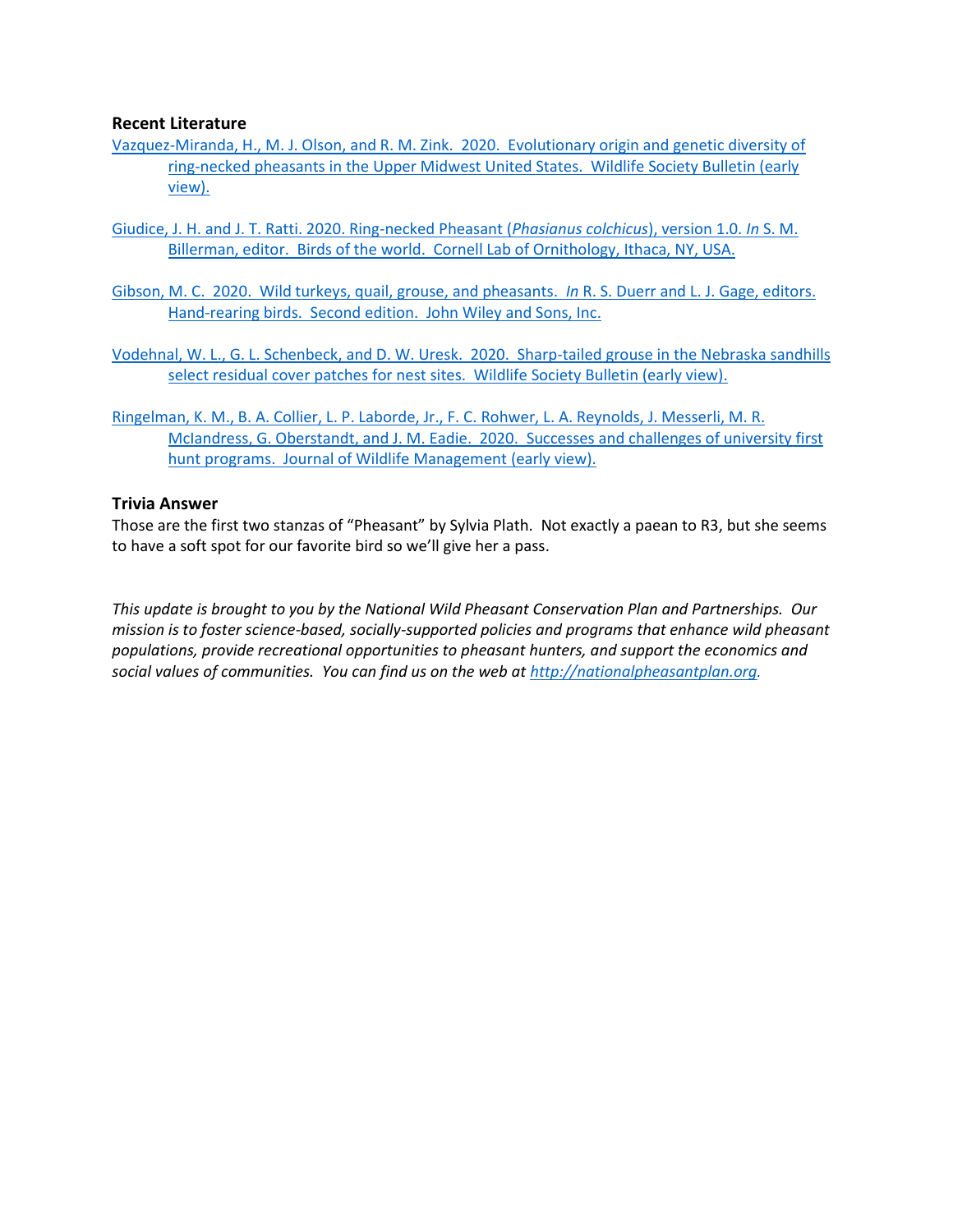**Recent Literature**

Vazquez-Miranda, H., M. J. Olson, and R. M. Zink. 2020. Evolutionary origin and genetic diversity of ring-necked pheasants in the Upper Midwest United States. Wildlife Society Bulletin (early view).

Giudice, J. H. and J. T. Ratti. 2020. Ring-necked Pheasant (*Phasianus colchicus*), version 1.0. *In* S. M. Billerman, editor. Birds of the world. Cornell Lab of Ornithology, Ithaca, NY, USA.

Gibson, M. C. 2020. Wild turkeys, quail, grouse, and pheasants. *In* R. S. Duerr and L. J. Gage, editors. Hand-rearing birds. Second edition. John Wiley and Sons, Inc.

Vodehnal, W. L., G. L. Schenbeck, and D. W. Uresk. 2020. Sharp-tailed grouse in the Nebraska sandhills select residual cover patches for nest sites. Wildlife Society Bulletin (early view).

Ringelman, K. M., B. A. Collier, L. P. Laborde, Jr., F. C. Rohwer, L. A. Reynolds, J. Messerli, M. R. McIandress, G. Oberstandt, and J. M. Eadie. 2020. Successes and challenges of university first hunt programs. Journal of Wildlife Management (early view).

**Trivia Answer**

Those are the first two stanzas of “Pheasant” by Sylvia Plath. Not exactly a paean to R3, but she seems to have a soft spot for our favorite bird so we’ll give her a pass.

*This update is brought to you by the National Wild Pheasant Conservation Plan and Partnerships. Our mission is to foster science-based, socially-supported policies and programs that enhance wild pheasant populations, provide recreational opportunities to pheasant hunters, and support the economics and social values of communities. You can find us on the web at http://nationalpheasantplan.org.*